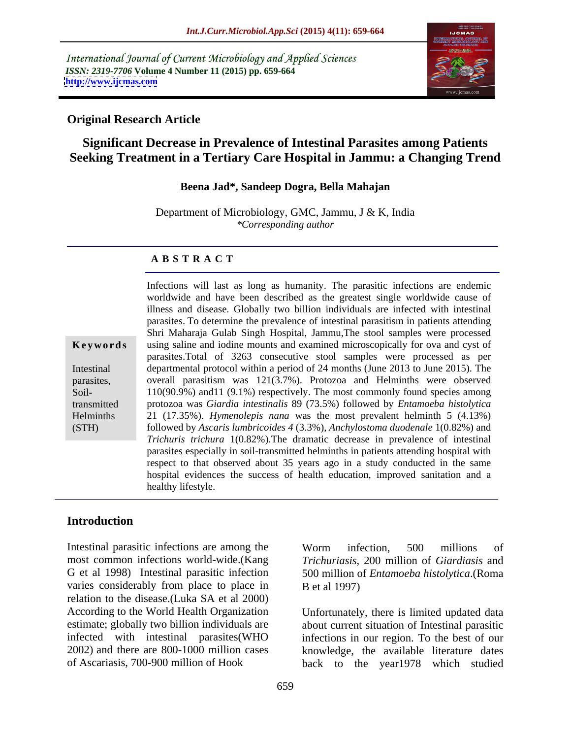International Journal of Current Microbiology and Applied Sciences
*ISSN: 2319-7706* **Volume 4 Number 11 (2015) pp. 659-664**
**http://www.ijcmas.com**

**Original Research Article**

# Significant Decrease in Prevalence of Intestinal Parasites among Patients Seeking Treatment in a Tertiary Care Hospital in Jammu: a Changing Trend

**Beena Jad\*, Sandeep Dogra, Bella Mahajan**

Department of Microbiology, GMC, Jammu, J & K, India
*\*Corresponding author*

## ABSTRACT

**Keywords**

Intestinal parasites, Soil-transmitted Helminths (STH)

Infections will last as long as humanity. The parasitic infections are endemic worldwide and have been described as the greatest single worldwide cause of illness and disease. Globally two billion individuals are infected with intestinal parasites. To determine the prevalence of intestinal parasitism in patients attending Shri Maharaja Gulab Singh Hospital, Jammu,The stool samples were processed using saline and iodine mounts and examined microscopically for ova and cyst of parasites.Total of 3263 consecutive stool samples were processed as per departmental protocol within a period of 24 months (June 2013 to June 2015). The overall parasitism was 121(3.7%). Protozoa and Helminths were observed 110(90.9%) and11 (9.1%) respectively. The most commonly found species among protozoa was *Giardia intestinalis* 89 (73.5%) followed by *Entamoeba histolytica* 21 (17.35%). *Hymenolepis nana* was the most prevalent helminth 5 (4.13%) followed by *Ascaris lumbricoides 4* (3.3%), *Anchylostoma duodenale* 1(0.82%) and *Trichuris trichura* 1(0.82%).The dramatic decrease in prevalence of intestinal parasites especially in soil-transmitted helminths in patients attending hospital with respect to that observed about 35 years ago in a study conducted in the same hospital evidences the success of health education, improved sanitation and a healthy lifestyle.

## Introduction

Intestinal parasitic infections are among the most common infections world-wide.(Kang G et al 1998) Intestinal parasitic infection varies considerably from place to place in relation to the disease.(Luka SA et al 2000) According to the World Health Organization estimate; globally two billion individuals are infected with intestinal parasites(WHO 2002) and there are 800-1000 million cases of Ascariasis, 700-900 million of Hook Worm infection, 500 millions of *Trichuriasis*, 200 million of *Giardiasis* and 500 million of *Entamoeba histolytica*.(Roma B et al 1997)

Unfortunately, there is limited updated data about current situation of Intestinal parasitic infections in our region. To the best of our knowledge, the available literature dates back to the year1978 which studied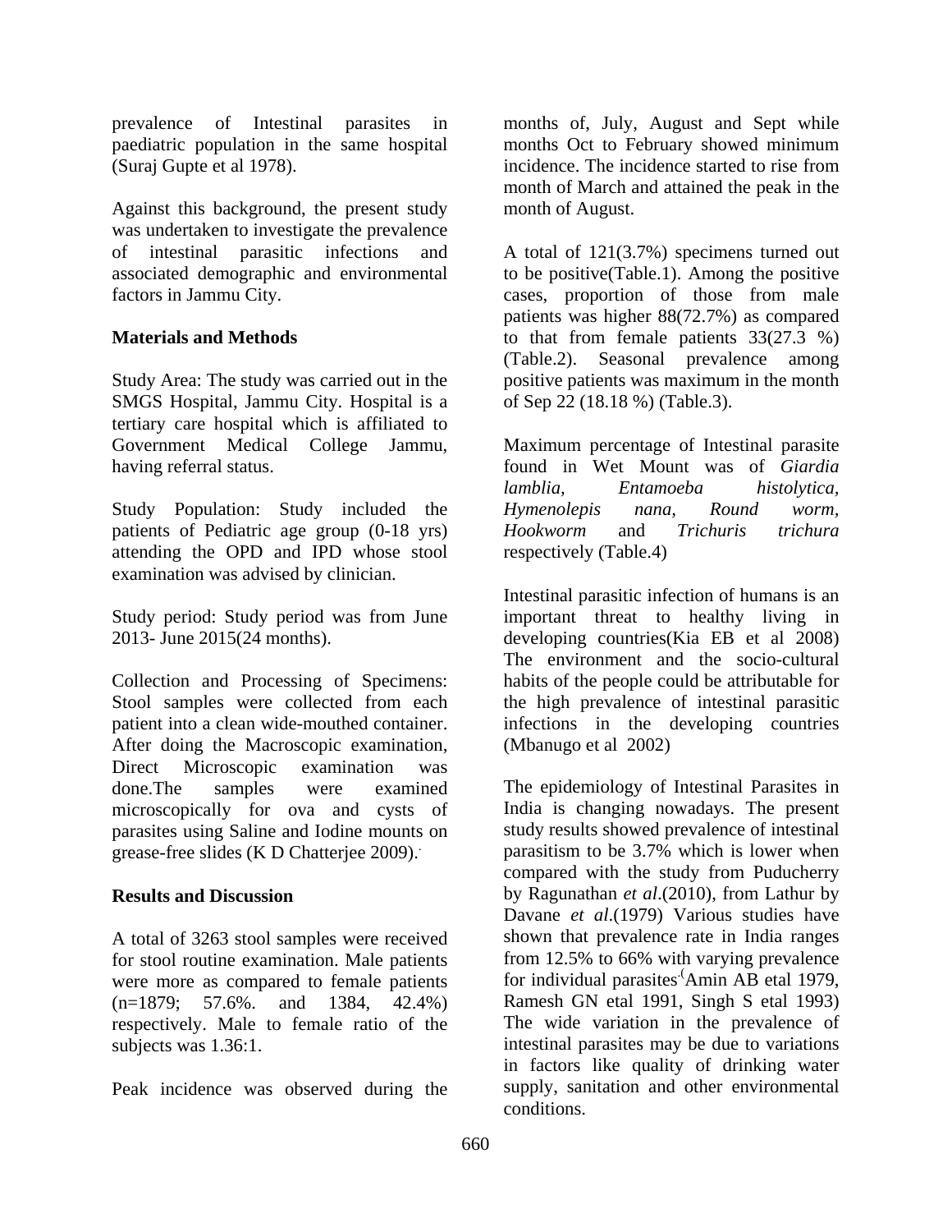prevalence of Intestinal parasites in paediatric population in the same hospital (Suraj Gupte et al 1978).

Against this background, the present study was undertaken to investigate the prevalence of intestinal parasitic infections and associated demographic and environmental factors in Jammu City.

## Materials and Methods

Study Area: The study was carried out in the SMGS Hospital, Jammu City. Hospital is a tertiary care hospital which is affiliated to Government Medical College Jammu, having referral status.

Study Population: Study included the patients of Pediatric age group (0-18 yrs) attending the OPD and IPD whose stool examination was advised by clinician.

Study period: Study period was from June 2013- June 2015(24 months).

Collection and Processing of Specimens: Stool samples were collected from each patient into a clean wide-mouthed container. After doing the Macroscopic examination, Direct Microscopic examination was done.The samples were examined microscopically for ova and cysts of parasites using Saline and Iodine mounts on grease-free slides (K D Chatterjee 2009).

## Results and Discussion

A total of 3263 stool samples were received for stool routine examination. Male patients were more as compared to female patients (n=1879; 57.6%. and 1384, 42.4%) respectively. Male to female ratio of the subjects was 1.36:1.

Peak incidence was observed during the months of, July, August and Sept while months Oct to February showed minimum incidence. The incidence started to rise from month of March and attained the peak in the month of August.

A total of 121(3.7%) specimens turned out to be positive(Table.1). Among the positive cases, proportion of those from male patients was higher 88(72.7%) as compared to that from female patients 33(27.3 %) (Table.2). Seasonal prevalence among positive patients was maximum in the month of Sep 22 (18.18 %) (Table.3).

Maximum percentage of Intestinal parasite found in Wet Mount was of *Giardia lamblia, Entamoeba histolytica, Hymenolepis nana, Round worm, Hookworm* and *Trichuris trichura* respectively (Table.4)

Intestinal parasitic infection of humans is an important threat to healthy living in developing countries(Kia EB et al 2008) The environment and the socio-cultural habits of the people could be attributable for the high prevalence of intestinal parasitic infections in the developing countries (Mbanugo et al 2002)

The epidemiology of Intestinal Parasites in India is changing nowadays. The present study results showed prevalence of intestinal parasitism to be 3.7% which is lower when compared with the study from Puducherry by Ragunathan *et al*.(2010), from Lathur by Davane *et al*.(1979) Various studies have shown that prevalence rate in India ranges from 12.5% to 66% with varying prevalence for individual parasites (Amin AB etal 1979, Ramesh GN etal 1991, Singh S etal 1993) The wide variation in the prevalence of intestinal parasites may be due to variations in factors like quality of drinking water supply, sanitation and other environmental conditions.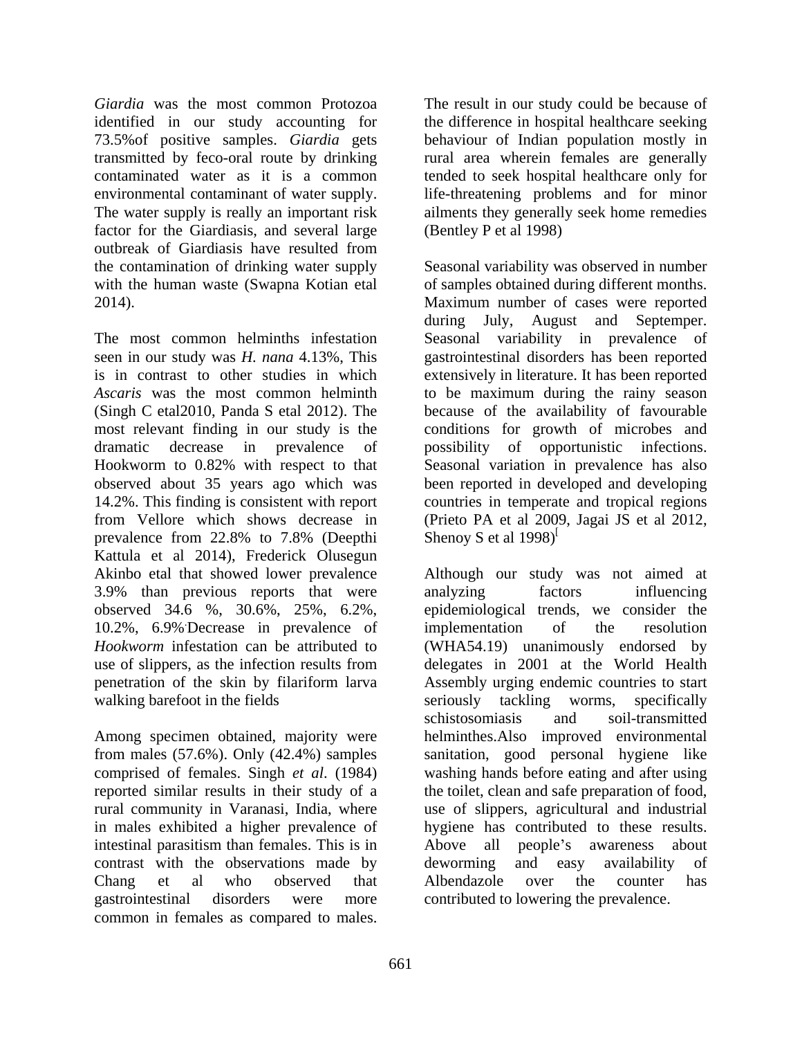*Giardia* was the most common Protozoa identified in our study accounting for 73.5%of positive samples. *Giardia* gets transmitted by feco-oral route by drinking contaminated water as it is a common environmental contaminant of water supply. The water supply is really an important risk factor for the Giardiasis, and several large outbreak of Giardiasis have resulted from the contamination of drinking water supply with the human waste (Swapna Kotian etal 2014).

The most common helminths infestation seen in our study was *H. nana* 4.13%, This is in contrast to other studies in which *Ascaris* was the most common helminth (Singh C etal2010, Panda S etal 2012). The most relevant finding in our study is the dramatic decrease in prevalence of Hookworm to 0.82% with respect to that observed about 35 years ago which was 14.2%. This finding is consistent with report from Vellore which shows decrease in prevalence from 22.8% to 7.8% (Deepthi Kattula et al 2014), Frederick Olusegun Akinbo etal that showed lower prevalence 3.9% than previous reports that were observed 34.6 %, 30.6%, 25%, 6.2%, 10.2%, 6.9%.Decrease in prevalence of *Hookworm* infestation can be attributed to use of slippers, as the infection results from penetration of the skin by filariform larva walking barefoot in the fields

Among specimen obtained, majority were from males (57.6%). Only (42.4%) samples comprised of females. Singh *et al*. (1984) reported similar results in their study of a rural community in Varanasi, India, where in males exhibited a higher prevalence of intestinal parasitism than females. This is in contrast with the observations made by Chang et al who observed that gastrointestinal disorders were more common in females as compared to males. The result in our study could be because of the difference in hospital healthcare seeking behaviour of Indian population mostly in rural area wherein females are generally tended to seek hospital healthcare only for life-threatening problems and for minor ailments they generally seek home remedies (Bentley P et al 1998)

Seasonal variability was observed in number of samples obtained during different months. Maximum number of cases were reported during July, August and Septemper. Seasonal variability in prevalence of gastrointestinal disorders has been reported extensively in literature. It has been reported to be maximum during the rainy season because of the availability of favourable conditions for growth of microbes and possibility of opportunistic infections. Seasonal variation in prevalence has also been reported in developed and developing countries in temperate and tropical regions (Prieto PA et al 2009, Jagai JS et al 2012, Shenoy S et al 1998)[

Although our study was not aimed at analyzing factors influencing epidemiological trends, we consider the implementation of the resolution (WHA54.19) unanimously endorsed by delegates in 2001 at the World Health Assembly urging endemic countries to start seriously tackling worms, specifically schistosomiasis and soil-transmitted helminthes.Also improved environmental sanitation, good personal hygiene like washing hands before eating and after using the toilet, clean and safe preparation of food, use of slippers, agricultural and industrial hygiene has contributed to these results. Above all people's awareness about deworming and easy availability of Albendazole over the counter has contributed to lowering the prevalence.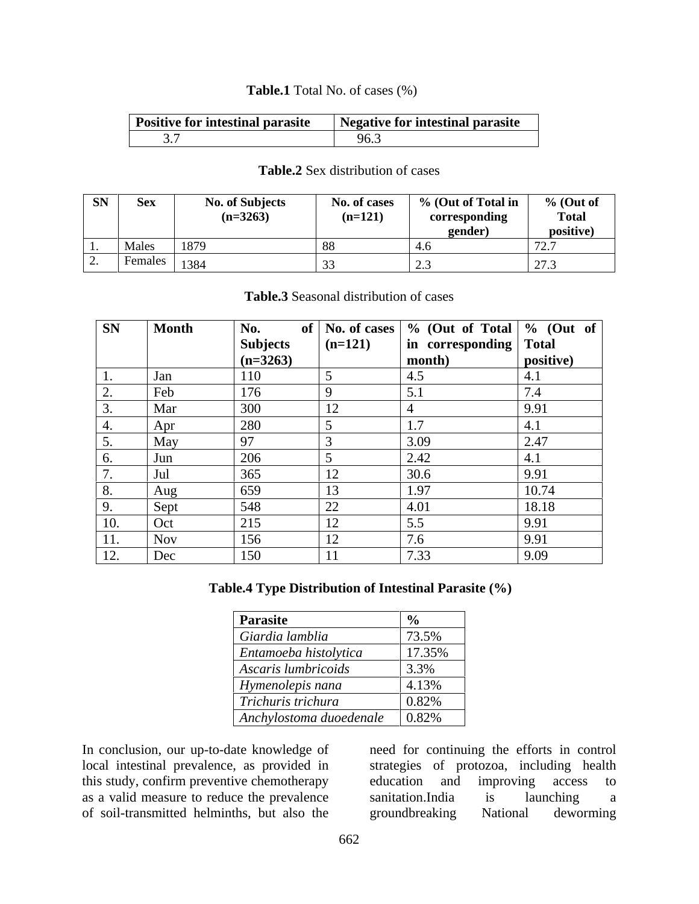**Table.1** Total No. of cases (%)

| Positive for intestinal parasite | Negative for intestinal parasite |
|---|---|
| 3.7 | 96.3 |

**Table.2** Sex distribution of cases

| SN | Sex | No. of Subjects (n=3263) | No. of cases (n=121) | % (Out of Total in corresponding gender) | % (Out of Total positive) |
|---|---|---|---|---|---|
| 1. | Males | 1879 | 88 | 4.6 | 72.7 |
| 2. | Females | 1384 | 33 | 2.3 | 27.3 |

**Table.3** Seasonal distribution of cases

| SN | Month | No. of Subjects (n=3263) | No. of cases (n=121) | % (Out of Total in corresponding month) | % (Out of Total positive) |
|---|---|---|---|---|---|
| 1. | Jan | 110 | 5 | 4.5 | 4.1 |
| 2. | Feb | 176 | 9 | 5.1 | 7.4 |
| 3. | Mar | 300 | 12 | 4 | 9.91 |
| 4. | Apr | 280 | 5 | 1.7 | 4.1 |
| 5. | May | 97 | 3 | 3.09 | 2.47 |
| 6. | Jun | 206 | 5 | 2.42 | 4.1 |
| 7. | Jul | 365 | 12 | 30.6 | 9.91 |
| 8. | Aug | 659 | 13 | 1.97 | 10.74 |
| 9. | Sept | 548 | 22 | 4.01 | 18.18 |
| 10. | Oct | 215 | 12 | 5.5 | 9.91 |
| 11. | Nov | 156 | 12 | 7.6 | 9.91 |
| 12. | Dec | 150 | 11 | 7.33 | 9.09 |

**Table.4 Type Distribution of Intestinal Parasite (%)**

| Parasite | % |
|---|---|
| *Giardia lamblia* | 73.5% |
| *Entamoeba histolytica* | 17.35% |
| *Ascaris lumbricoids* | 3.3% |
| *Hymenolepis nana* | 4.13% |
| *Trichuris trichura* | 0.82% |
| *Anchylostoma duoedenale* | 0.82% |

In conclusion, our up-to-date knowledge of local intestinal prevalence, as provided in this study, confirm preventive chemotherapy as a valid measure to reduce the prevalence of soil-transmitted helminths, but also the need for continuing the efforts in control strategies of protozoa, including health education and improving access to sanitation.India is launching a groundbreaking National deworming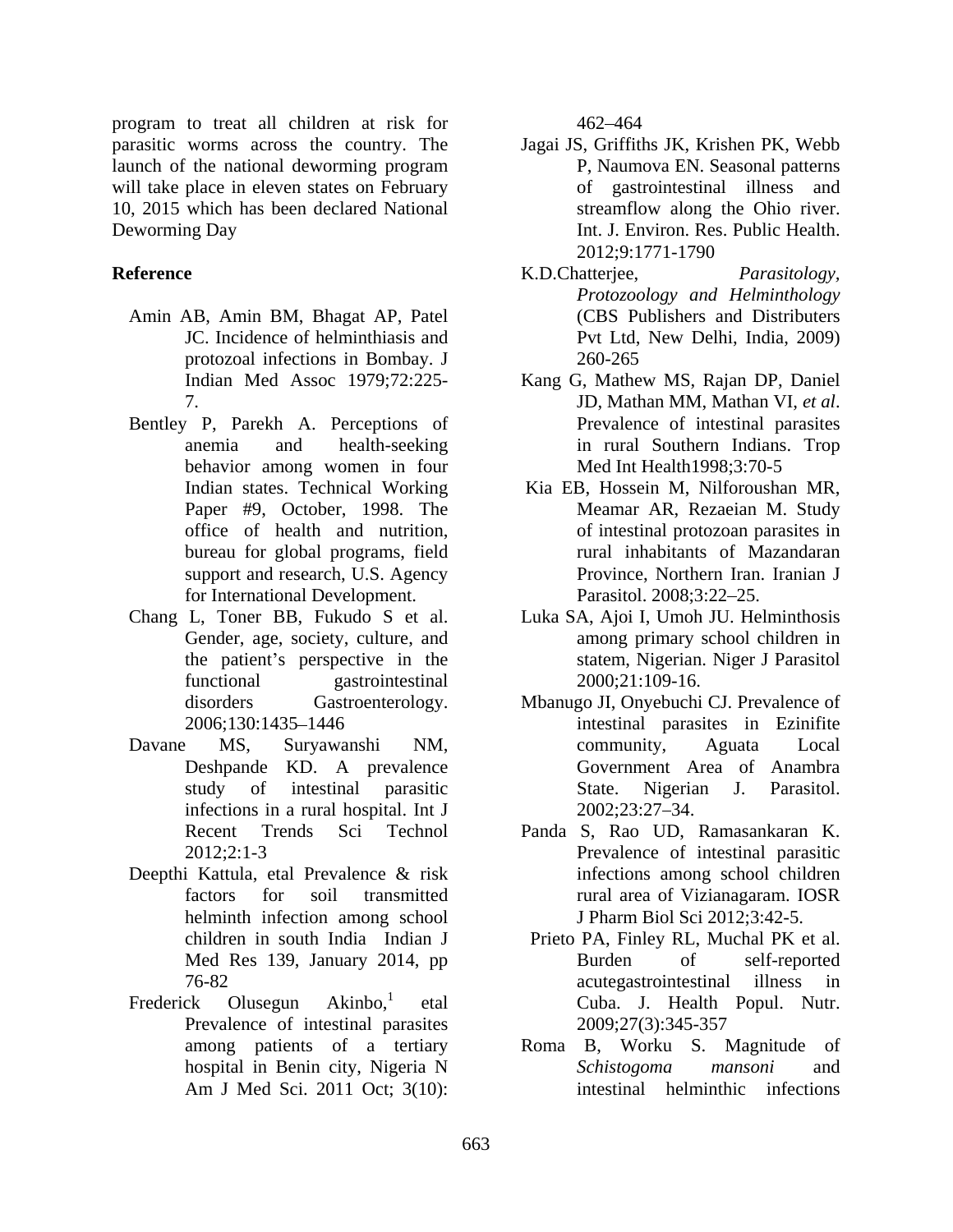program to treat all children at risk for parasitic worms across the country. The launch of the national deworming program will take place in eleven states on February 10, 2015 which has been declared National Deworming Day

**Reference**

Amin AB, Amin BM, Bhagat AP, Patel JC. Incidence of helminthiasis and protozoal infections in Bombay. J Indian Med Assoc 1979;72:225-7.

Bentley P, Parekh A. Perceptions of anemia and health-seeking behavior among women in four Indian states. Technical Working Paper #9, October, 1998. The office of health and nutrition, bureau for global programs, field support and research, U.S. Agency for International Development.

Chang L, Toner BB, Fukudo S et al. Gender, age, society, culture, and the patient's perspective in the functional gastrointestinal disorders Gastroenterology. 2006;130:1435–1446

Davane MS, Suryawanshi NM, Deshpande KD. A prevalence study of intestinal parasitic infections in a rural hospital. Int J Recent Trends Sci Technol 2012;2:1-3

Deepthi Kattula, etal Prevalence & risk factors for soil transmitted helminth infection among school children in south India Indian J Med Res 139, January 2014, pp 76-82

Frederick Olusegun Akinbo,[1] etal Prevalence of intestinal parasites among patients of a tertiary hospital in Benin city, Nigeria N Am J Med Sci. 2011 Oct; 3(10): 462–464

Jagai JS, Griffiths JK, Krishen PK, Webb P, Naumova EN. Seasonal patterns of gastrointestinal illness and streamflow along the Ohio river. Int. J. Environ. Res. Public Health. 2012;9:1771-1790

K.D.Chatterjee, *Parasitology, Protozoology and Helminthology* (CBS Publishers and Distributers Pvt Ltd, New Delhi, India, 2009) 260-265

Kang G, Mathew MS, Rajan DP, Daniel JD, Mathan MM, Mathan VI, *et al*. Prevalence of intestinal parasites in rural Southern Indians. Trop Med Int Health1998;3:70-5

Kia EB, Hossein M, Nilforoushan MR, Meamar AR, Rezaeian M. Study of intestinal protozoan parasites in rural inhabitants of Mazandaran Province, Northern Iran. Iranian J Parasitol. 2008;3:22–25.

Luka SA, Ajoi I, Umoh JU. Helminthosis among primary school children in statem, Nigerian. Niger J Parasitol 2000;21:109-16.

Mbanugo JI, Onyebuchi CJ. Prevalence of intestinal parasites in Ezinifite community, Aguata Local Government Area of Anambra State. Nigerian J. Parasitol. 2002;23:27–34.

Panda S, Rao UD, Ramasankaran K. Prevalence of intestinal parasitic infections among school children rural area of Vizianagaram. IOSR J Pharm Biol Sci 2012;3:42-5.

Prieto PA, Finley RL, Muchal PK et al. Burden of self-reported acutegastrointestinal illness in Cuba. J. Health Popul. Nutr. 2009;27(3):345-357

Roma B, Worku S. Magnitude of *Schistogoma mansoni* and intestinal helminthic infections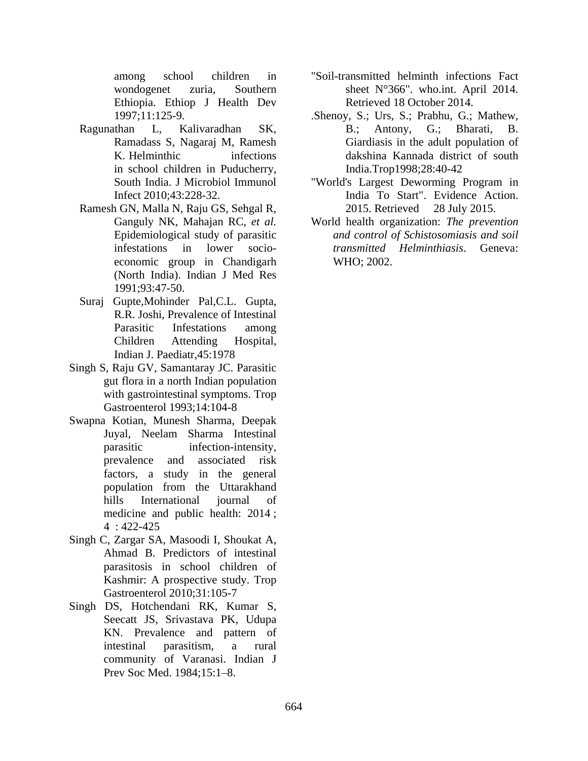among school children in wondogenet zuria, Southern Ethiopia. Ethiop J Health Dev 1997;11:125-9.

Ragunathan L, Kalivaradhan SK, Ramadass S, Nagaraj M, Ramesh K. Helminthic infections in school children in Puducherry, South India. J Microbiol Immunol Infect 2010;43:228-32.

Ramesh GN, Malla N, Raju GS, Sehgal R, Ganguly NK, Mahajan RC, *et al.* Epidemiological study of parasitic infestations in lower socio-economic group in Chandigarh (North India). Indian J Med Res 1991;93:47-50.

Suraj Gupte,Mohinder Pal,C.L. Gupta, R.R. Joshi, Prevalence of Intestinal Parasitic Infestations among Children Attending Hospital, Indian J. Paediatr,45:1978

Singh S, Raju GV, Samantaray JC. Parasitic gut flora in a north Indian population with gastrointestinal symptoms. Trop Gastroenterol 1993;14:104-8

Swapna Kotian, Munesh Sharma, Deepak Juyal, Neelam Sharma Intestinal parasitic infection-intensity, prevalence and associated risk factors, a study in the general population from the Uttarakhand hills International journal of medicine and public health: 2014 ; 4 : 422-425

Singh C, Zargar SA, Masoodi I, Shoukat A, Ahmad B. Predictors of intestinal parasitosis in school children of Kashmir: A prospective study. Trop Gastroenterol 2010;31:105-7

Singh DS, Hotchendani RK, Kumar S, Seecatt JS, Srivastava PK, Udupa KN. Prevalence and pattern of intestinal parasitism, a rural community of Varanasi. Indian J Prev Soc Med. 1984;15:1–8.

"Soil-transmitted helminth infections Fact sheet N°366". who.int. April 2014. Retrieved 18 October 2014.

.Shenoy, S.; Urs, S.; Prabhu, G.; Mathew, B.; Antony, G.; Bharati, B. Giardiasis in the adult population of dakshina Kannada district of south India.Trop1998;28:40-42

"World's Largest Deworming Program in India To Start". Evidence Action. 2015. Retrieved 28 July 2015.

World health organization: *The prevention and control of Schistosomiasis and soil transmitted Helminthiasis*. Geneva: WHO; 2002.